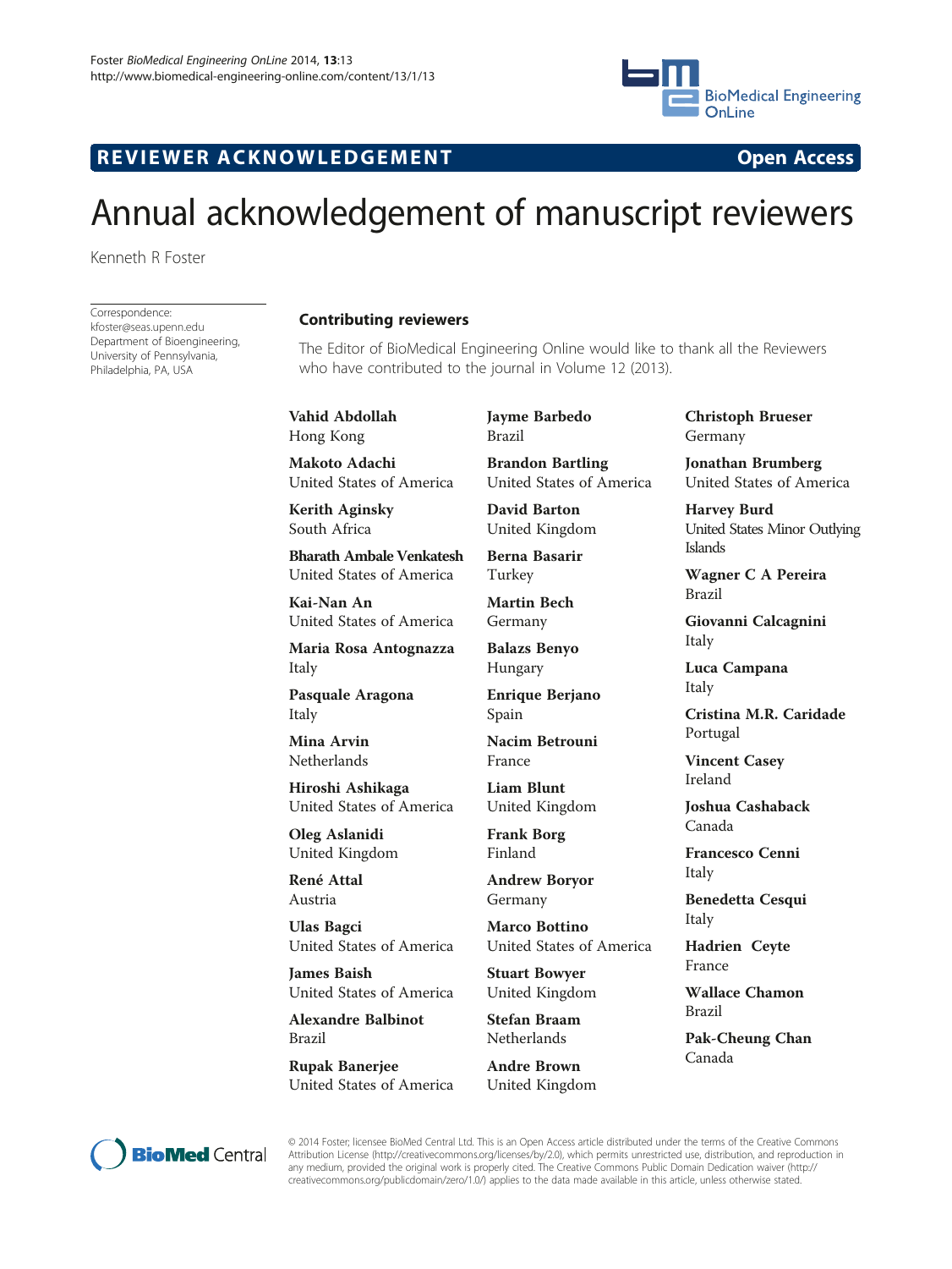REVIEWER ACKNOWLEDGEMENT — Open Access

# Annual acknowledgement of manuscript reviewers

Kenneth R Foster

Correspondence: kfoster@seas.upenn.edu
Department of Bioengineering, University of Pennsylvania, Philadelphia, PA, USA

## Contributing reviewers

The Editor of BioMedical Engineering Online would like to thank all the Reviewers who have contributed to the journal in Volume 12 (2013).

**Vahid Abdollah**
Hong Kong

**Makoto Adachi**
United States of America

**Kerith Aginsky**
South Africa

**Bharath Ambale Venkatesh**
United States of America

**Kai-Nan An**
United States of America

**Maria Rosa Antognazza**
Italy

**Pasquale Aragona**
Italy

**Mina Arvin**
Netherlands

**Hiroshi Ashikaga**
United States of America

**Oleg Aslanidi**
United Kingdom

**René Attal**
Austria

**Ulas Bagci**
United States of America

**James Baish**
United States of America

**Alexandre Balbinot**
Brazil

**Rupak Banerjee**
United States of America

**Jayme Barbedo**
Brazil

**Brandon Bartling**
United States of America

**David Barton**
United Kingdom

**Berna Basarir**
Turkey

**Martin Bech**
Germany

**Balazs Benyo**
Hungary

**Enrique Berjano**
Spain

**Nacim Betrouni**
France

**Liam Blunt**
United Kingdom

**Frank Borg**
Finland

**Andrew Boryor**
Germany

**Marco Bottino**
United States of America

**Stuart Bowyer**
United Kingdom

**Stefan Braam**
Netherlands

**Andre Brown**
United Kingdom

**Christoph Brueser**
Germany

**Jonathan Brumberg**
United States of America

**Harvey Burd**
United States Minor Outlying Islands

**Wagner C A Pereira**
Brazil

**Giovanni Calcagnini**
Italy

**Luca Campana**
Italy

**Cristina M.R. Caridade**
Portugal

**Vincent Casey**
Ireland

**Joshua Cashaback**
Canada

**Francesco Cenni**
Italy

**Benedetta Cesqui**
Italy

**Hadrien Ceyte**
France

**Wallace Chamon**
Brazil

**Pak-Cheung Chan**
Canada

© 2014 Foster; licensee BioMed Central Ltd. This is an Open Access article distributed under the terms of the Creative Commons Attribution License (http://creativecommons.org/licenses/by/2.0), which permits unrestricted use, distribution, and reproduction in any medium, provided the original work is properly cited. The Creative Commons Public Domain Dedication waiver (http://creativecommons.org/publicdomain/zero/1.0/) applies to the data made available in this article, unless otherwise stated.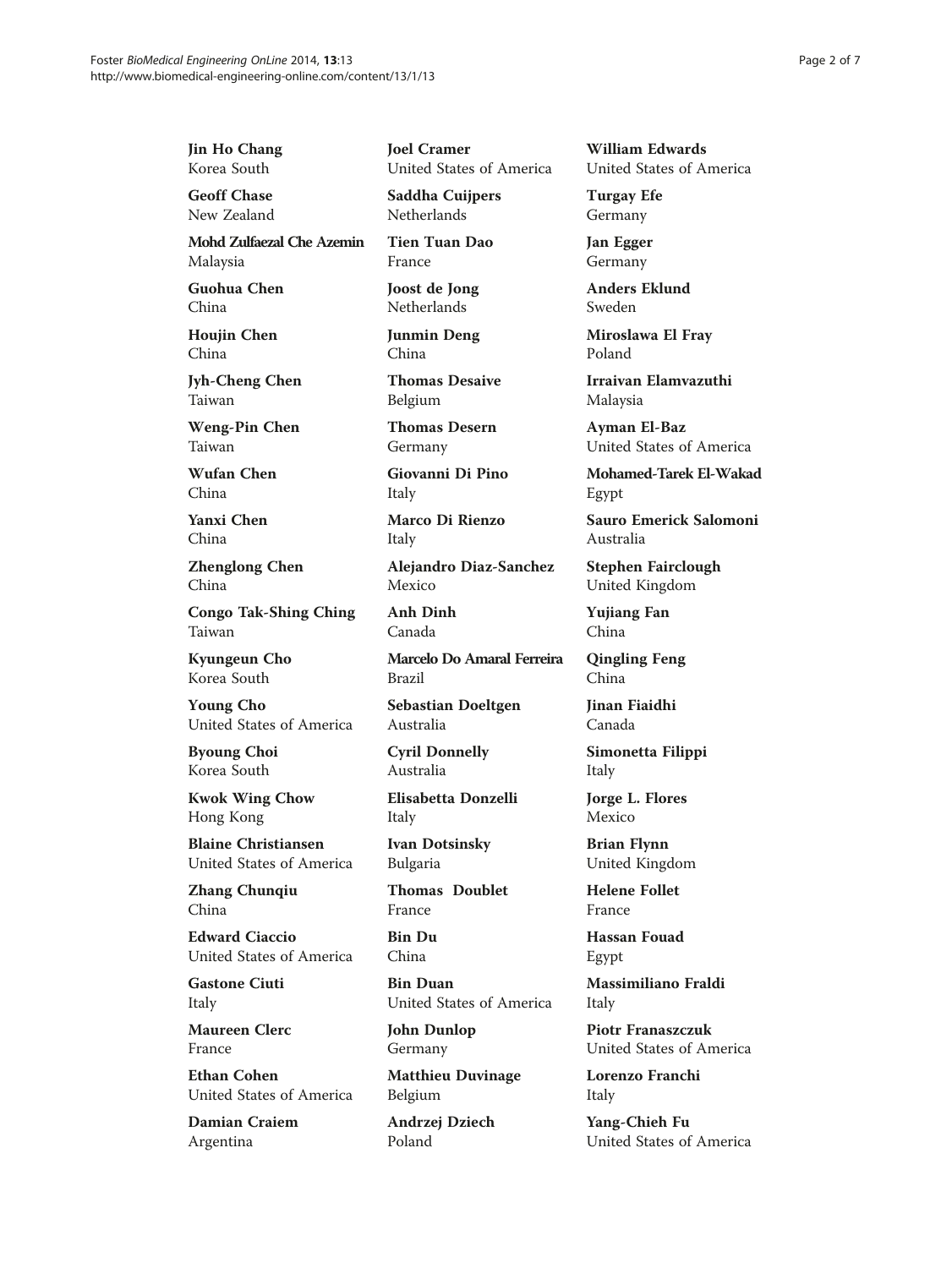**Jin Ho Chang**
Korea South

**Geoff Chase**
New Zealand

**Mohd Zulfaezal Che Azemin**
Malaysia

**Guohua Chen**
China

**Houjin Chen**
China

**Jyh-Cheng Chen**
Taiwan

**Weng-Pin Chen**
Taiwan

**Wufan Chen**
China

**Yanxi Chen**
China

**Zhenglong Chen**
China

**Congo Tak-Shing Ching**
Taiwan

**Kyungeun Cho**
Korea South

**Young Cho**
United States of America

**Byoung Choi**
Korea South

**Kwok Wing Chow**
Hong Kong

**Blaine Christiansen**
United States of America

**Zhang Chunqiu**
China

**Edward Ciaccio**
United States of America

**Gastone Ciuti**
Italy

**Maureen Clerc**
France

**Ethan Cohen**
United States of America

**Damian Craiem**
Argentina

**Joel Cramer**
United States of America

**Saddha Cuijpers**
Netherlands

**Tien Tuan Dao**
France

**Joost de Jong**
Netherlands

**Junmin Deng**
China

**Thomas Desaive**
Belgium

**Thomas Desern**
Germany

**Giovanni Di Pino**
Italy

**Marco Di Rienzo**
Italy

**Alejandro Diaz-Sanchez**
Mexico

**Anh Dinh**
Canada

**Marcelo Do Amaral Ferreira**
Brazil

**Sebastian Doeltgen**
Australia

**Cyril Donnelly**
Australia

**Elisabetta Donzelli**
Italy

**Ivan Dotsinsky**
Bulgaria

**Thomas Doublet**
France

**Bin Du**
China

**Bin Duan**
United States of America

**John Dunlop**
Germany

**Matthieu Duvinage**
Belgium

**Andrzej Dziech**
Poland

**William Edwards**
United States of America

**Turgay Efe**
Germany

**Jan Egger**
Germany

**Anders Eklund**
Sweden

**Miroslawa El Fray**
Poland

**Irraivan Elamvazuthi**
Malaysia

**Ayman El-Baz**
United States of America

**Mohamed-Tarek El-Wakad**
Egypt

**Sauro Emerick Salomoni**
Australia

**Stephen Fairclough**
United Kingdom

**Yujiang Fan**
China

**Qingling Feng**
China

**Jinan Fiaidhi**
Canada

**Simonetta Filippi**
Italy

**Jorge L. Flores**
Mexico

**Brian Flynn**
United Kingdom

**Helene Follet**
France

**Hassan Fouad**
Egypt

**Massimiliano Fraldi**
Italy

**Piotr Franaszczuk**
United States of America

**Lorenzo Franchi**
Italy

**Yang-Chieh Fu**
United States of America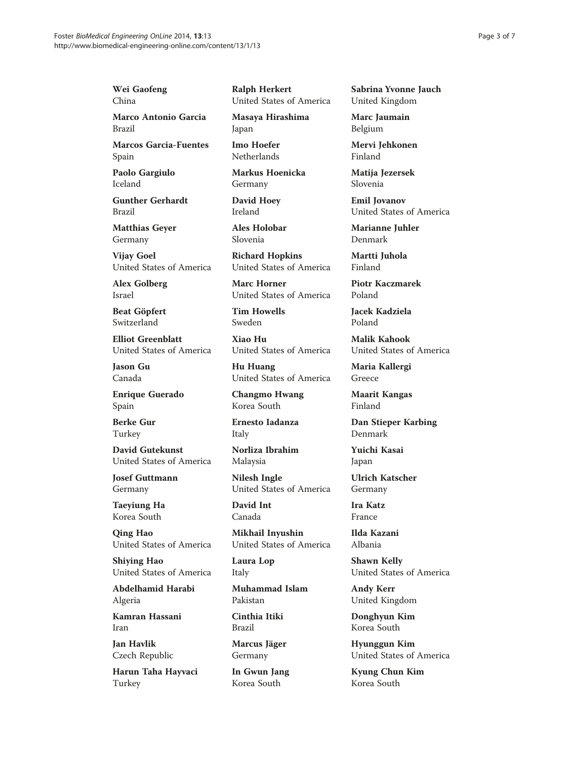**Wei Gaofeng**
China

**Marco Antonio Garcia**
Brazil

**Marcos Garcia-Fuentes**
Spain

**Paolo Gargiulo**
Iceland

**Gunther Gerhardt**
Brazil

**Matthias Geyer**
Germany

**Vijay Goel**
United States of America

**Alex Golberg**
Israel

**Beat Göpfert**
Switzerland

**Elliot Greenblatt**
United States of America

**Jason Gu**
Canada

**Enrique Guerado**
Spain

**Berke Gur**
Turkey

**David Gutekunst**
United States of America

**Josef Guttmann**
Germany

**Taeyiung Ha**
Korea South

**Qing Hao**
United States of America

**Shiying Hao**
United States of America

**Abdelhamid Harabi**
Algeria

**Kamran Hassani**
Iran

**Jan Havlik**
Czech Republic

**Harun Taha Hayvaci**
Turkey

**Ralph Herkert**
United States of America

**Masaya Hirashima**
Japan

**Imo Hoefer**
Netherlands

**Markus Hoenicka**
Germany

**David Hoey**
Ireland

**Ales Holobar**
Slovenia

**Richard Hopkins**
United States of America

**Marc Horner**
United States of America

**Tim Howells**
Sweden

**Xiao Hu**
United States of America

**Hu Huang**
United States of America

**Changmo Hwang**
Korea South

**Ernesto Iadanza**
Italy

**Norliza Ibrahim**
Malaysia

**Nilesh Ingle**
United States of America

**David Int**
Canada

**Mikhail Inyushin**
United States of America

**Laura Lop**
Italy

**Muhammad Islam**
Pakistan

**Cinthia Itiki**
Brazil

**Marcus Jäger**
Germany

**In Gwun Jang**
Korea South

**Sabrina Yvonne Jauch**
United Kingdom

**Marc Jaumain**
Belgium

**Mervi Jehkonen**
Finland

**Matija Jezersek**
Slovenia

**Emil Jovanov**
United States of America

**Marianne Juhler**
Denmark

**Martti Juhola**
Finland

**Piotr Kaczmarek**
Poland

**Jacek Kadziela**
Poland

**Malik Kahook**
United States of America

**Maria Kallergi**
Greece

**Maarit Kangas**
Finland

**Dan Stieper Karbing**
Denmark

**Yuichi Kasai**
Japan

**Ulrich Katscher**
Germany

**Ira Katz**
France

**Ilda Kazani**
Albania

**Shawn Kelly**
United States of America

**Andy Kerr**
United Kingdom

**Donghyun Kim**
Korea South

**Hyunggun Kim**
United States of America

**Kyung Chun Kim**
Korea South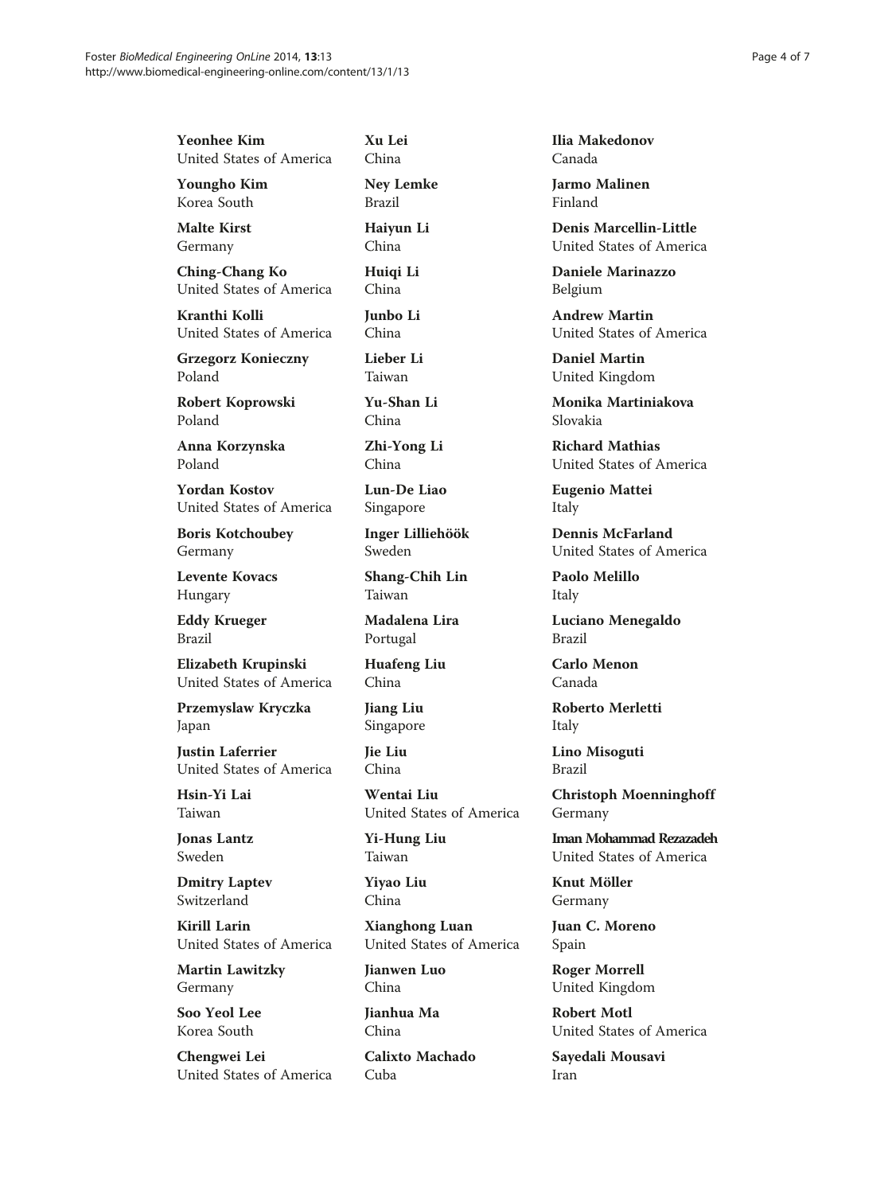**Yeonhee Kim**
United States of America

**Youngho Kim**
Korea South

**Malte Kirst**
Germany

**Ching-Chang Ko**
United States of America

**Kranthi Kolli**
United States of America

**Grzegorz Konieczny**
Poland

**Robert Koprowski**
Poland

**Anna Korzynska**
Poland

**Yordan Kostov**
United States of America

**Boris Kotchoubey**
Germany

**Levente Kovacs**
Hungary

**Eddy Krueger**
Brazil

**Elizabeth Krupinski**
United States of America

**Przemyslaw Kryczka**
Japan

**Justin Laferrier**
United States of America

**Hsin-Yi Lai**
Taiwan

**Jonas Lantz**
Sweden

**Dmitry Laptev**
Switzerland

**Kirill Larin**
United States of America

**Martin Lawitzky**
Germany

**Soo Yeol Lee**
Korea South

**Chengwei Lei**
United States of America

**Xu Lei**
China

**Ney Lemke**
Brazil

**Haiyun Li**
China

**Huiqi Li**
China

**Junbo Li**
China

**Lieber Li**
Taiwan

**Yu-Shan Li**
China

**Zhi-Yong Li**
China

**Lun-De Liao**
Singapore

**Inger Lilliehöök**
Sweden

**Shang-Chih Lin**
Taiwan

**Madalena Lira**
Portugal

**Huafeng Liu**
China

**Jiang Liu**
Singapore

**Jie Liu**
China

**Wentai Liu**
United States of America

**Yi-Hung Liu**
Taiwan

**Yiyao Liu**
China

**Xianghong Luan**
United States of America

**Jianwen Luo**
China

**Jianhua Ma**
China

**Calixto Machado**
Cuba

**Ilia Makedonov**
Canada

**Jarmo Malinen**
Finland

**Denis Marcellin-Little**
United States of America

**Daniele Marinazzo**
Belgium

**Andrew Martin**
United States of America

**Daniel Martin**
United Kingdom

**Monika Martiniakova**
Slovakia

**Richard Mathias**
United States of America

**Eugenio Mattei**
Italy

**Dennis McFarland**
United States of America

**Paolo Melillo**
Italy

**Luciano Menegaldo**
Brazil

**Carlo Menon**
Canada

**Roberto Merletti**
Italy

**Lino Misoguti**
Brazil

**Christoph Moenninghoff**
Germany

**Iman Mohammad Rezazadeh**
United States of America

**Knut Möller**
Germany

**Juan C. Moreno**
Spain

**Roger Morrell**
United Kingdom

**Robert Motl**
United States of America

**Sayedali Mousavi**
Iran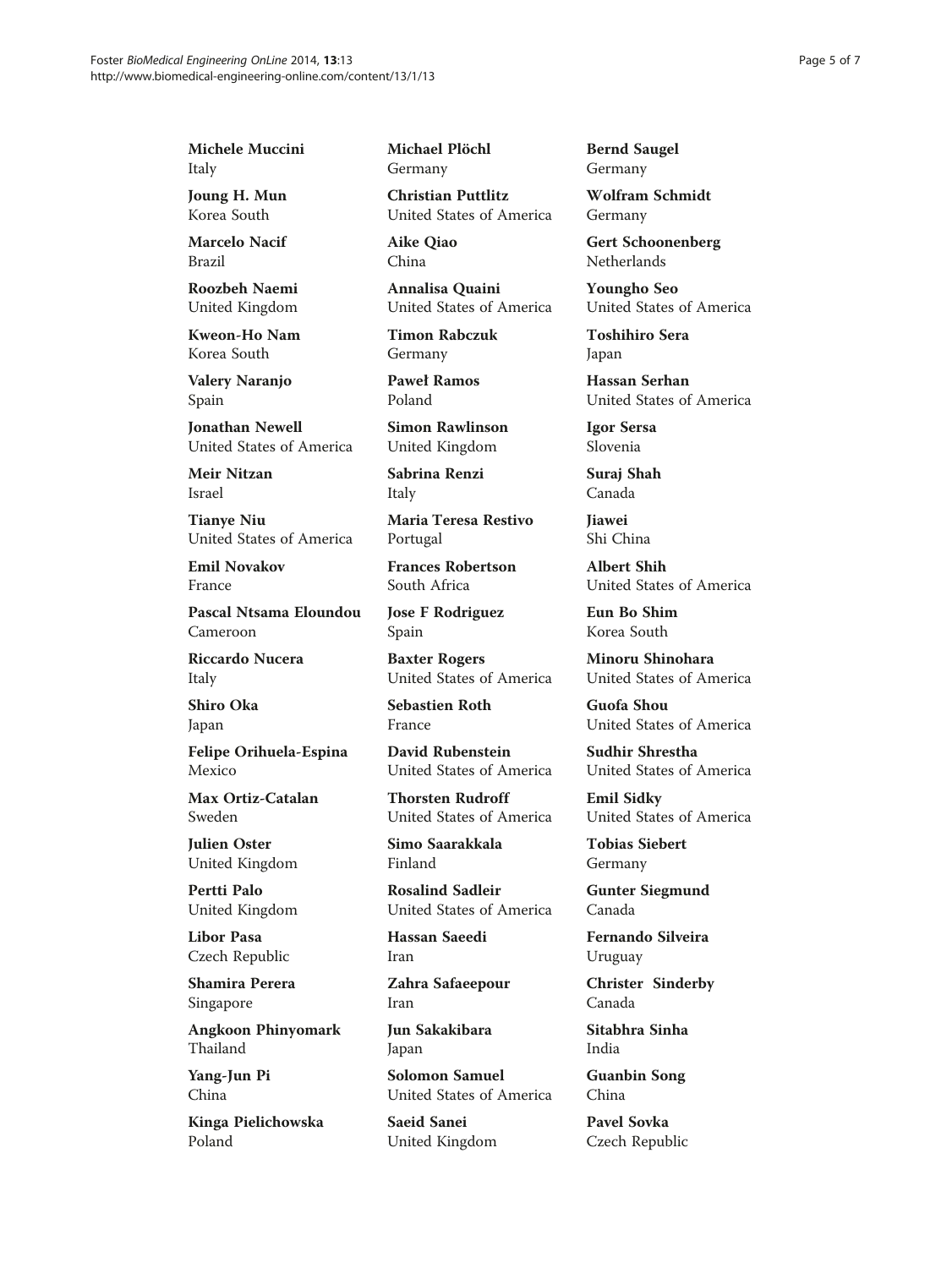**Michele Muccini**
Italy

**Joung H. Mun**
Korea South

**Marcelo Nacif**
Brazil

**Roozbeh Naemi**
United Kingdom

**Kweon-Ho Nam**
Korea South

**Valery Naranjo**
Spain

**Jonathan Newell**
United States of America

**Meir Nitzan**
Israel

**Tianye Niu**
United States of America

**Emil Novakov**
France

**Pascal Ntsama Eloundou**
Cameroon

**Riccardo Nucera**
Italy

**Shiro Oka**
Japan

**Felipe Orihuela-Espina**
Mexico

**Max Ortiz-Catalan**
Sweden

**Julien Oster**
United Kingdom

**Pertti Palo**
United Kingdom

**Libor Pasa**
Czech Republic

**Shamira Perera**
Singapore

**Angkoon Phinyomark**
Thailand

**Yang-Jun Pi**
China

**Kinga Pielichowska**
Poland

**Michael Plöchl**
Germany

**Christian Puttlitz**
United States of America

**Aike Qiao**
China

**Annalisa Quaini**
United States of America

**Timon Rabczuk**
Germany

**Paweł Ramos**
Poland

**Simon Rawlinson**
United Kingdom

**Sabrina Renzi**
Italy

**Maria Teresa Restivo**
Portugal

**Frances Robertson**
South Africa

**Jose F Rodriguez**
Spain

**Baxter Rogers**
United States of America

**Sebastien Roth**
France

**David Rubenstein**
United States of America

**Thorsten Rudroff**
United States of America

**Simo Saarakkala**
Finland

**Rosalind Sadleir**
United States of America

**Hassan Saeedi**
Iran

**Zahra Safaeepour**
Iran

**Jun Sakakibara**
Japan

**Solomon Samuel**
United States of America

**Saeid Sanei**
United Kingdom

**Bernd Saugel**
Germany

**Wolfram Schmidt**
Germany

**Gert Schoonenberg**
Netherlands

**Youngho Seo**
United States of America

**Toshihiro Sera**
Japan

**Hassan Serhan**
United States of America

**Igor Sersa**
Slovenia

**Suraj Shah**
Canada

**Jiawei**
Shi China

**Albert Shih**
United States of America

**Eun Bo Shim**
Korea South

**Minoru Shinohara**
United States of America

**Guofa Shou**
United States of America

**Sudhir Shrestha**
United States of America

**Emil Sidky**
United States of America

**Tobias Siebert**
Germany

**Gunter Siegmund**
Canada

**Fernando Silveira**
Uruguay

**Christer Sinderby**
Canada

**Sitabhra Sinha**
India

**Guanbin Song**
China

**Pavel Sovka**
Czech Republic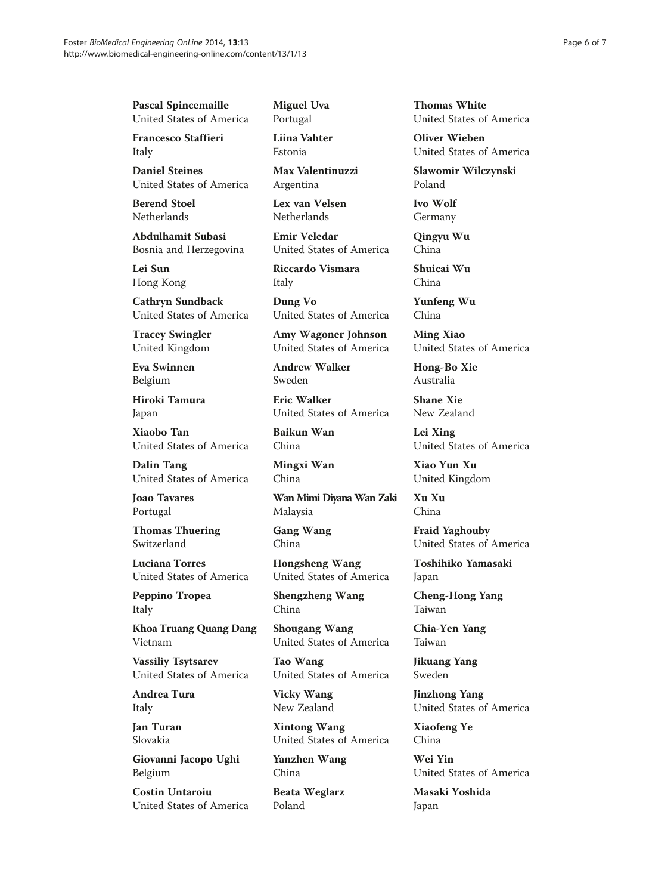**Pascal Spincemaille**
United States of America

**Francesco Staffieri**
Italy

**Daniel Steines**
United States of America

**Berend Stoel**
Netherlands

**Abdulhamit Subasi**
Bosnia and Herzegovina

**Lei Sun**
Hong Kong

**Cathryn Sundback**
United States of America

**Tracey Swingler**
United Kingdom

**Eva Swinnen**
Belgium

**Hiroki Tamura**
Japan

**Xiaobo Tan**
United States of America

**Dalin Tang**
United States of America

**Joao Tavares**
Portugal

**Thomas Thuering**
Switzerland

**Luciana Torres**
United States of America

**Peppino Tropea**
Italy

**Khoa Truang Quang Dang**
Vietnam

**Vassiliy Tsytsarev**
United States of America

**Andrea Tura**
Italy

**Jan Turan**
Slovakia

**Giovanni Jacopo Ughi**
Belgium

**Costin Untaroiu**
United States of America

**Miguel Uva**
Portugal

**Liina Vahter**
Estonia

**Max Valentinuzzi**
Argentina

**Lex van Velsen**
Netherlands

**Emir Veledar**
United States of America

**Riccardo Vismara**
Italy

**Dung Vo**
United States of America

**Amy Wagoner Johnson**
United States of America

**Andrew Walker**
Sweden

**Eric Walker**
United States of America

**Baikun Wan**
China

**Mingxi Wan**
China

**Wan Mimi Diyana Wan Zaki**
Malaysia

**Gang Wang**
China

**Hongsheng Wang**
United States of America

**Shengzheng Wang**
China

**Shougang Wang**
United States of America

**Tao Wang**
United States of America

**Vicky Wang**
New Zealand

**Xintong Wang**
United States of America

**Yanzhen Wang**
China

**Beata Weglarz**
Poland

**Thomas White**
United States of America

**Oliver Wieben**
United States of America

**Slawomir Wilczynski**
Poland

**Ivo Wolf**
Germany

**Qingyu Wu**
China

**Shuicai Wu**
China

**Yunfeng Wu**
China

**Ming Xiao**
United States of America

**Hong-Bo Xie**
Australia

**Shane Xie**
New Zealand

**Lei Xing**
United States of America

**Xiao Yun Xu**
United Kingdom

**Xu Xu**
China

**Fraid Yaghouby**
United States of America

**Toshihiko Yamasaki**
Japan

**Cheng-Hong Yang**
Taiwan

**Chia-Yen Yang**
Taiwan

**Jikuang Yang**
Sweden

**Jinzhong Yang**
United States of America

**Xiaofeng Ye**
China

**Wei Yin**
United States of America

**Masaki Yoshida**
Japan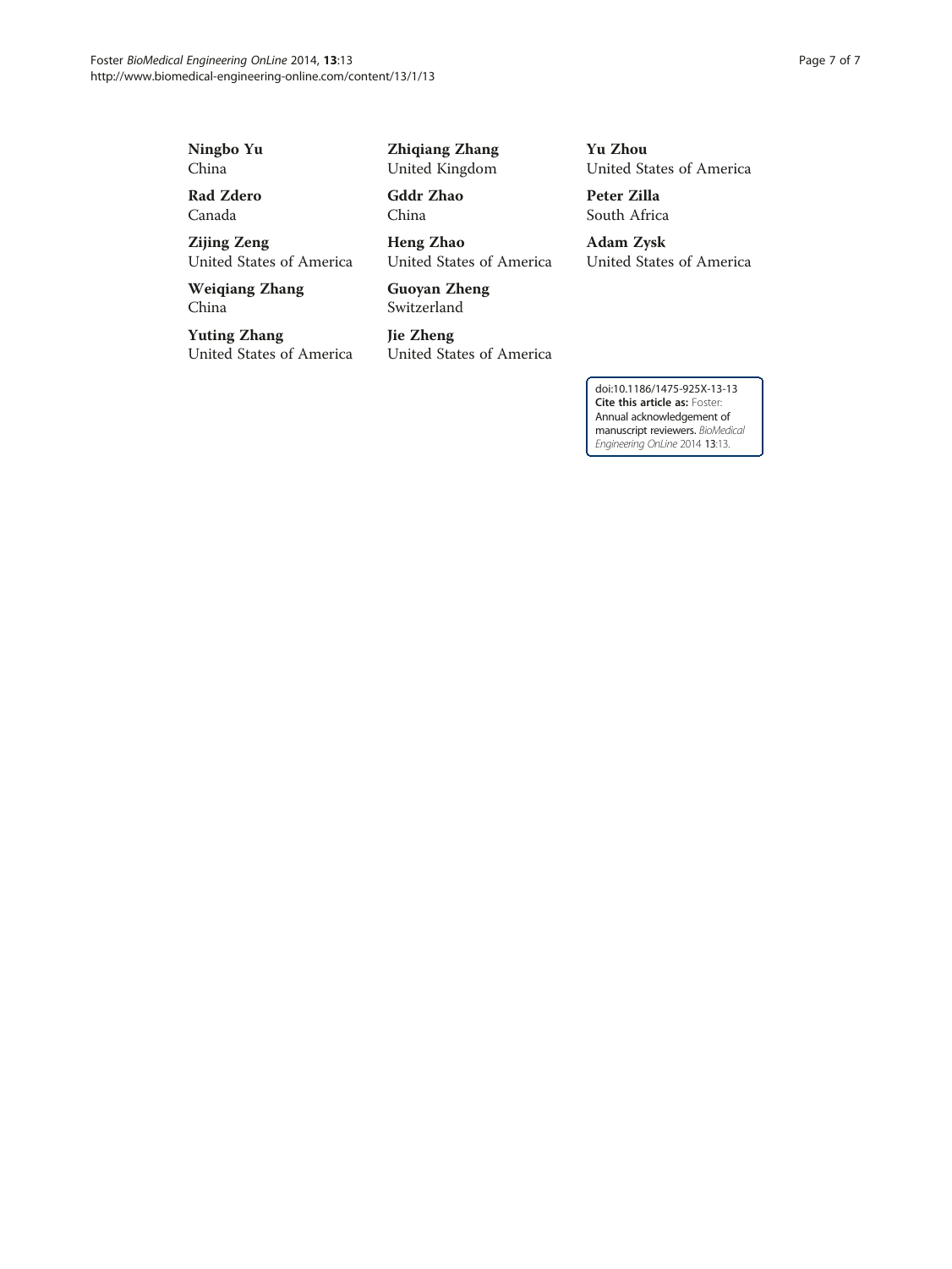**Ningbo Yu**
China

**Rad Zdero**
Canada

**Zijing Zeng**
United States of America

**Weiqiang Zhang**
China

**Yuting Zhang**
United States of America

**Zhiqiang Zhang**
United Kingdom

**Gddr Zhao**
China

**Heng Zhao**
United States of America

**Guoyan Zheng**
Switzerland

**Jie Zheng**
United States of America

**Yu Zhou**
United States of America

**Peter Zilla**
South Africa

**Adam Zysk**
United States of America

doi:10.1186/1475-925X-13-13
**Cite this article as:** Foster: Annual acknowledgement of manuscript reviewers. *BioMedical Engineering OnLine* 2014 **13**:13.